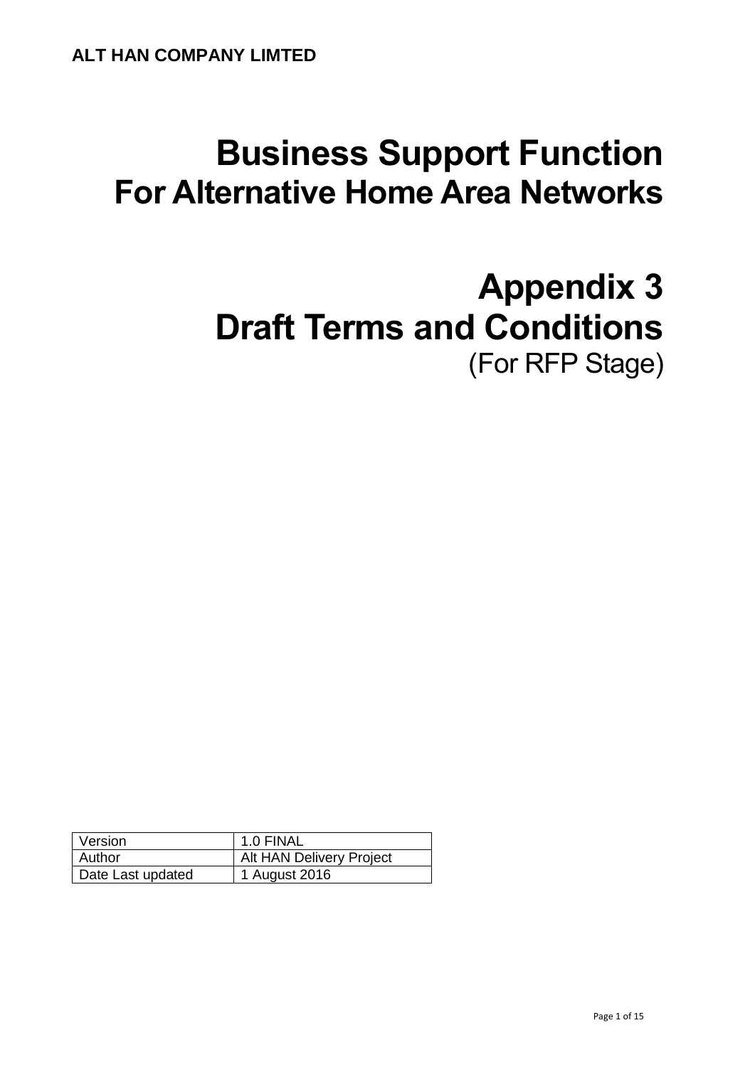**ALT HAN COMPANY LIMTED**

# Business Support Function
## For Alternative Home Area Networks

# Appendix 3
# Draft Terms and Conditions
(For RFP Stage)

| Version | 1.0 FINAL |
| --- | --- |
| Author | Alt HAN Delivery Project |
| Date Last updated | 1 August 2016 |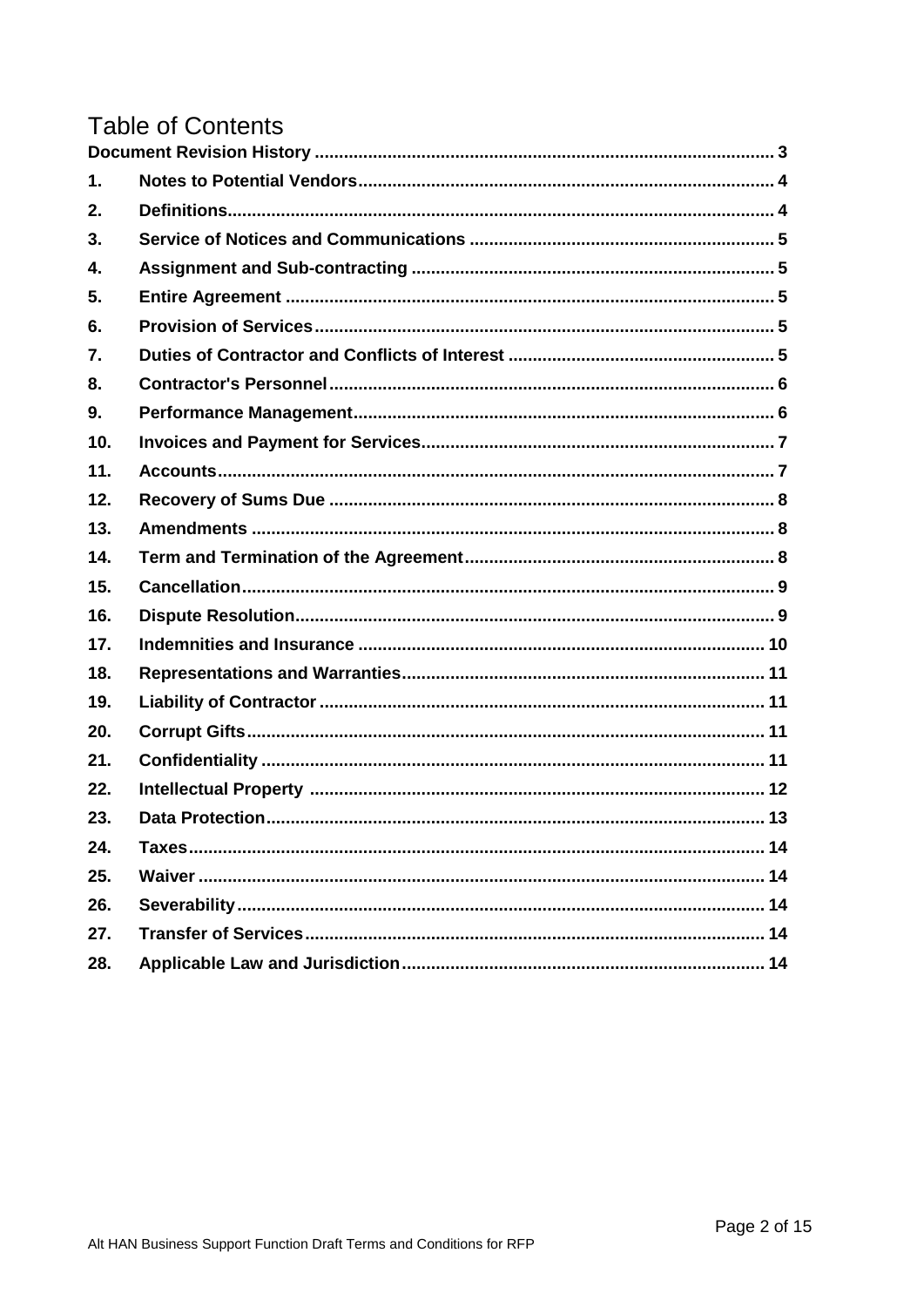# Table of Contents

**Document Revision History** .......... 3

| | | |
|---|---|---|
| **1.** | **Notes to Potential Vendors** | **4** |
| **2.** | **Definitions** | **4** |
| **3.** | **Service of Notices and Communications** | **5** |
| **4.** | **Assignment and Sub-contracting** | **5** |
| **5.** | **Entire Agreement** | **5** |
| **6.** | **Provision of Services** | **5** |
| **7.** | **Duties of Contractor and Conflicts of Interest** | **5** |
| **8.** | **Contractor's Personnel** | **6** |
| **9.** | **Performance Management** | **6** |
| **10.** | **Invoices and Payment for Services** | **7** |
| **11.** | **Accounts** | **7** |
| **12.** | **Recovery of Sums Due** | **8** |
| **13.** | **Amendments** | **8** |
| **14.** | **Term and Termination of the Agreement** | **8** |
| **15.** | **Cancellation** | **9** |
| **16.** | **Dispute Resolution** | **9** |
| **17.** | **Indemnities and Insurance** | **10** |
| **18.** | **Representations and Warranties** | **11** |
| **19.** | **Liability of Contractor** | **11** |
| **20.** | **Corrupt Gifts** | **11** |
| **21.** | **Confidentiality** | **11** |
| **22.** | **Intellectual Property** | **12** |
| **23.** | **Data Protection** | **13** |
| **24.** | **Taxes** | **14** |
| **25.** | **Waiver** | **14** |
| **26.** | **Severability** | **14** |
| **27.** | **Transfer of Services** | **14** |
| **28.** | **Applicable Law and Jurisdiction** | **14** |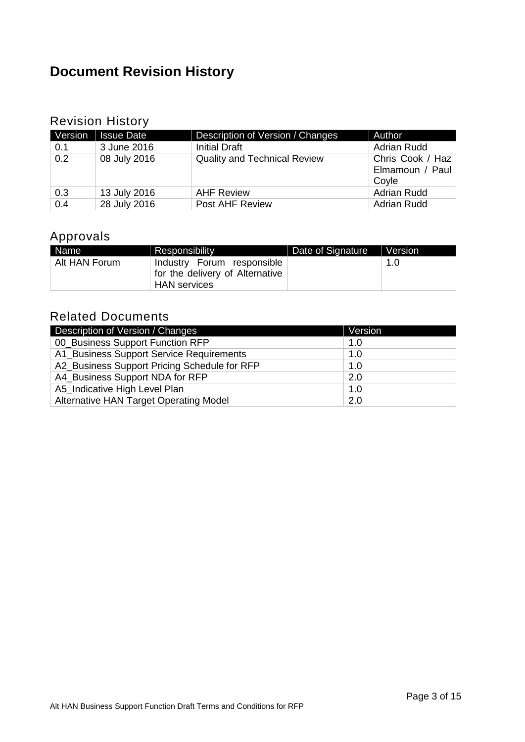# Document Revision History

## Revision History

| Version | Issue Date | Description of Version / Changes | Author |
|---|---|---|---|
| 0.1 | 3 June 2016 | Initial Draft | Adrian Rudd |
| 0.2 | 08 July 2016 | Quality and Technical Review | Chris Cook / Haz Elmamoun / Paul Coyle |
| 0.3 | 13 July 2016 | AHF Review | Adrian Rudd |
| 0.4 | 28 July 2016 | Post AHF Review | Adrian Rudd |

## Approvals

| Name | Responsibility | Date of Signature | Version |
|---|---|---|---|
| Alt HAN Forum | Industry Forum responsible for the delivery of Alternative HAN services | | 1.0 |

## Related Documents

| Description of Version / Changes | Version |
|---|---|
| 00_Business Support Function RFP | 1.0 |
| A1_Business Support Service Requirements | 1.0 |
| A2_Business Support Pricing Schedule for RFP | 1.0 |
| A4_Business Support NDA for RFP | 2.0 |
| A5_Indicative High Level Plan | 1.0 |
| Alternative HAN Target Operating Model | 2.0 |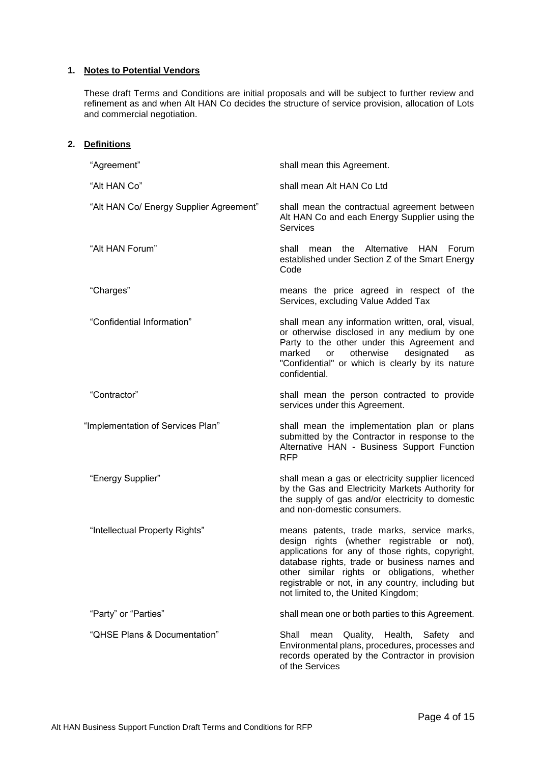## 1. Notes to Potential Vendors

These draft Terms and Conditions are initial proposals and will be subject to further review and refinement as and when Alt HAN Co decides the structure of service provision, allocation of Lots and commercial negotiation.

## 2. Definitions

| | |
|---|---|
| "Agreement" | shall mean this Agreement. |
| "Alt HAN Co" | shall mean Alt HAN Co Ltd |
| "Alt HAN Co/ Energy Supplier Agreement" | shall mean the contractual agreement between Alt HAN Co and each Energy Supplier using the Services |
| "Alt HAN Forum" | shall mean the Alternative HAN Forum established under Section Z of the Smart Energy Code |
| "Charges" | means the price agreed in respect of the Services, excluding Value Added Tax |
| "Confidential Information" | shall mean any information written, oral, visual, or otherwise disclosed in any medium by one Party to the other under this Agreement and marked or otherwise designated as "Confidential" or which is clearly by its nature confidential. |
| "Contractor" | shall mean the person contracted to provide services under this Agreement. |
| "Implementation of Services Plan" | shall mean the implementation plan or plans submitted by the Contractor in response to the Alternative HAN - Business Support Function RFP |
| "Energy Supplier" | shall mean a gas or electricity supplier licenced by the Gas and Electricity Markets Authority for the supply of gas and/or electricity to domestic and non-domestic consumers. |
| "Intellectual Property Rights" | means patents, trade marks, service marks, design rights (whether registrable or not), applications for any of those rights, copyright, database rights, trade or business names and other similar rights or obligations, whether registrable or not, in any country, including but not limited to, the United Kingdom; |
| "Party" or "Parties" | shall mean one or both parties to this Agreement. |
| "QHSE Plans & Documentation" | Shall mean Quality, Health, Safety and Environmental plans, procedures, processes and records operated by the Contractor in provision of the Services |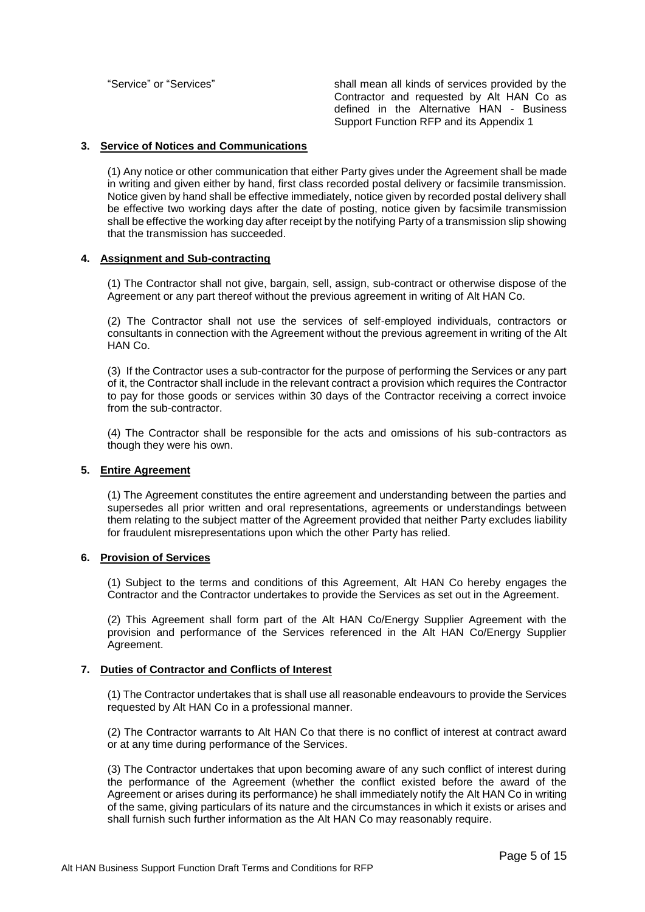| | |
|---|---|
| "Service" or "Services" | shall mean all kinds of services provided by the Contractor and requested by Alt HAN Co as defined in the Alternative HAN - Business Support Function RFP and its Appendix 1 |

## 3. Service of Notices and Communications

(1) Any notice or other communication that either Party gives under the Agreement shall be made in writing and given either by hand, first class recorded postal delivery or facsimile transmission. Notice given by hand shall be effective immediately, notice given by recorded postal delivery shall be effective two working days after the date of posting, notice given by facsimile transmission shall be effective the working day after receipt by the notifying Party of a transmission slip showing that the transmission has succeeded.

## 4. Assignment and Sub-contracting

(1) The Contractor shall not give, bargain, sell, assign, sub-contract or otherwise dispose of the Agreement or any part thereof without the previous agreement in writing of Alt HAN Co.

(2) The Contractor shall not use the services of self-employed individuals, contractors or consultants in connection with the Agreement without the previous agreement in writing of the Alt HAN Co.

(3) If the Contractor uses a sub-contractor for the purpose of performing the Services or any part of it, the Contractor shall include in the relevant contract a provision which requires the Contractor to pay for those goods or services within 30 days of the Contractor receiving a correct invoice from the sub-contractor.

(4) The Contractor shall be responsible for the acts and omissions of his sub-contractors as though they were his own.

## 5. Entire Agreement

(1) The Agreement constitutes the entire agreement and understanding between the parties and supersedes all prior written and oral representations, agreements or understandings between them relating to the subject matter of the Agreement provided that neither Party excludes liability for fraudulent misrepresentations upon which the other Party has relied.

## 6. Provision of Services

(1) Subject to the terms and conditions of this Agreement, Alt HAN Co hereby engages the Contractor and the Contractor undertakes to provide the Services as set out in the Agreement.

(2) This Agreement shall form part of the Alt HAN Co/Energy Supplier Agreement with the provision and performance of the Services referenced in the Alt HAN Co/Energy Supplier Agreement.

## 7. Duties of Contractor and Conflicts of Interest

(1) The Contractor undertakes that is shall use all reasonable endeavours to provide the Services requested by Alt HAN Co in a professional manner.

(2) The Contractor warrants to Alt HAN Co that there is no conflict of interest at contract award or at any time during performance of the Services.

(3) The Contractor undertakes that upon becoming aware of any such conflict of interest during the performance of the Agreement (whether the conflict existed before the award of the Agreement or arises during its performance) he shall immediately notify the Alt HAN Co in writing of the same, giving particulars of its nature and the circumstances in which it exists or arises and shall furnish such further information as the Alt HAN Co may reasonably require.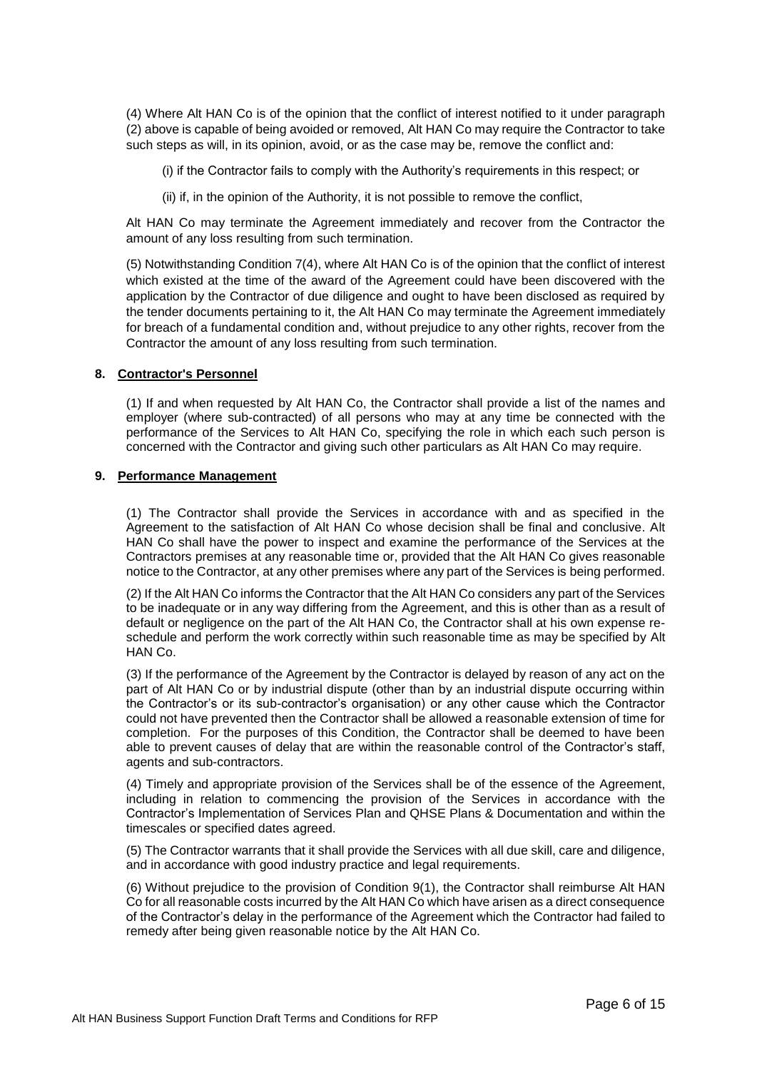(4) Where Alt HAN Co is of the opinion that the conflict of interest notified to it under paragraph (2) above is capable of being avoided or removed, Alt HAN Co may require the Contractor to take such steps as will, in its opinion, avoid, or as the case may be, remove the conflict and:

(i) if the Contractor fails to comply with the Authority's requirements in this respect; or

(ii) if, in the opinion of the Authority, it is not possible to remove the conflict,

Alt HAN Co may terminate the Agreement immediately and recover from the Contractor the amount of any loss resulting from such termination.

(5) Notwithstanding Condition 7(4), where Alt HAN Co is of the opinion that the conflict of interest which existed at the time of the award of the Agreement could have been discovered with the application by the Contractor of due diligence and ought to have been disclosed as required by the tender documents pertaining to it, the Alt HAN Co may terminate the Agreement immediately for breach of a fundamental condition and, without prejudice to any other rights, recover from the Contractor the amount of any loss resulting from such termination.

## 8. Contractor's Personnel

(1) If and when requested by Alt HAN Co, the Contractor shall provide a list of the names and employer (where sub-contracted) of all persons who may at any time be connected with the performance of the Services to Alt HAN Co, specifying the role in which each such person is concerned with the Contractor and giving such other particulars as Alt HAN Co may require.

## 9. Performance Management

(1) The Contractor shall provide the Services in accordance with and as specified in the Agreement to the satisfaction of Alt HAN Co whose decision shall be final and conclusive. Alt HAN Co shall have the power to inspect and examine the performance of the Services at the Contractors premises at any reasonable time or, provided that the Alt HAN Co gives reasonable notice to the Contractor, at any other premises where any part of the Services is being performed.

(2) If the Alt HAN Co informs the Contractor that the Alt HAN Co considers any part of the Services to be inadequate or in any way differing from the Agreement, and this is other than as a result of default or negligence on the part of the Alt HAN Co, the Contractor shall at his own expense re-schedule and perform the work correctly within such reasonable time as may be specified by Alt HAN Co.

(3) If the performance of the Agreement by the Contractor is delayed by reason of any act on the part of Alt HAN Co or by industrial dispute (other than by an industrial dispute occurring within the Contractor's or its sub-contractor's organisation) or any other cause which the Contractor could not have prevented then the Contractor shall be allowed a reasonable extension of time for completion. For the purposes of this Condition, the Contractor shall be deemed to have been able to prevent causes of delay that are within the reasonable control of the Contractor's staff, agents and sub-contractors.

(4) Timely and appropriate provision of the Services shall be of the essence of the Agreement, including in relation to commencing the provision of the Services in accordance with the Contractor's Implementation of Services Plan and QHSE Plans & Documentation and within the timescales or specified dates agreed.

(5) The Contractor warrants that it shall provide the Services with all due skill, care and diligence, and in accordance with good industry practice and legal requirements.

(6) Without prejudice to the provision of Condition 9(1), the Contractor shall reimburse Alt HAN Co for all reasonable costs incurred by the Alt HAN Co which have arisen as a direct consequence of the Contractor's delay in the performance of the Agreement which the Contractor had failed to remedy after being given reasonable notice by the Alt HAN Co.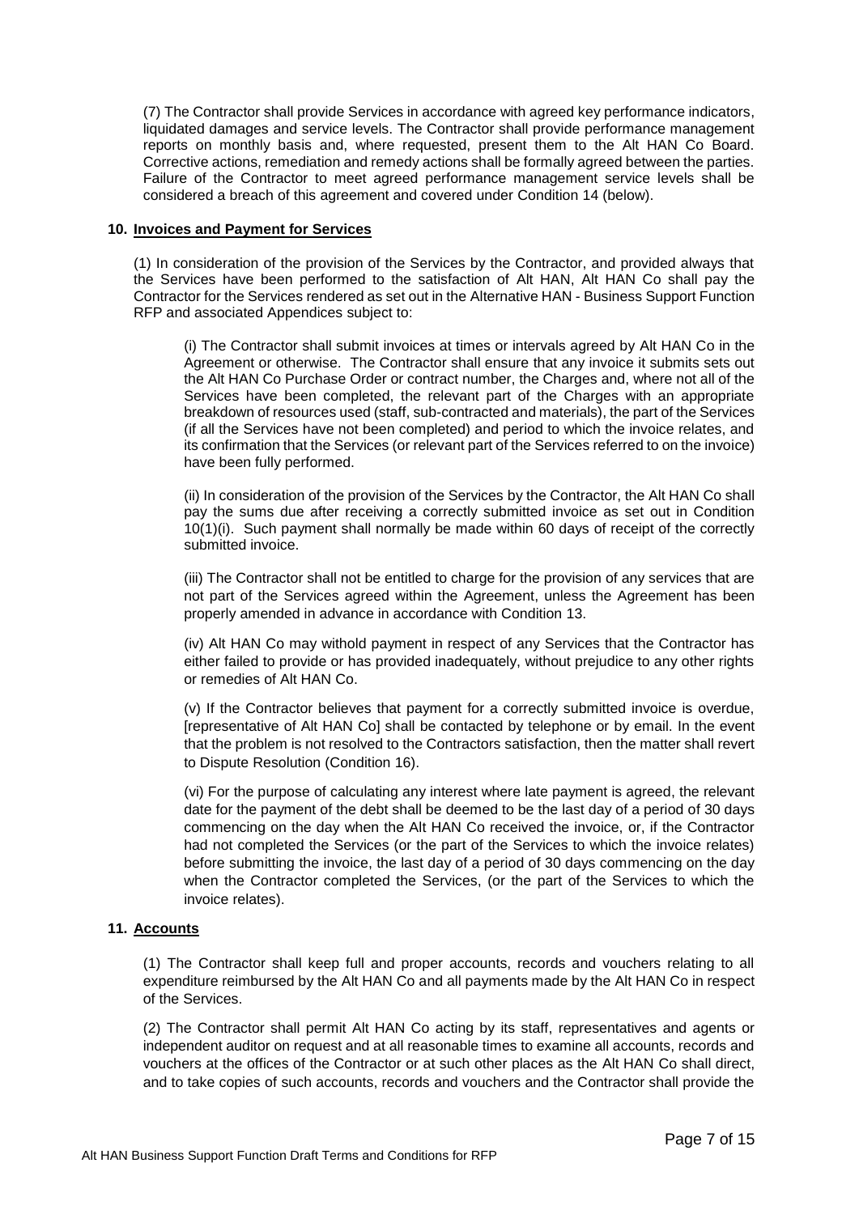(7) The Contractor shall provide Services in accordance with agreed key performance indicators, liquidated damages and service levels. The Contractor shall provide performance management reports on monthly basis and, where requested, present them to the Alt HAN Co Board. Corrective actions, remediation and remedy actions shall be formally agreed between the parties. Failure of the Contractor to meet agreed performance management service levels shall be considered a breach of this agreement and covered under Condition 14 (below).

**10. Invoices and Payment for Services**

(1) In consideration of the provision of the Services by the Contractor, and provided always that the Services have been performed to the satisfaction of Alt HAN, Alt HAN Co shall pay the Contractor for the Services rendered as set out in the Alternative HAN - Business Support Function RFP and associated Appendices subject to:

(i) The Contractor shall submit invoices at times or intervals agreed by Alt HAN Co in the Agreement or otherwise. The Contractor shall ensure that any invoice it submits sets out the Alt HAN Co Purchase Order or contract number, the Charges and, where not all of the Services have been completed, the relevant part of the Charges with an appropriate breakdown of resources used (staff, sub-contracted and materials), the part of the Services (if all the Services have not been completed) and period to which the invoice relates, and its confirmation that the Services (or relevant part of the Services referred to on the invoice) have been fully performed.

(ii) In consideration of the provision of the Services by the Contractor, the Alt HAN Co shall pay the sums due after receiving a correctly submitted invoice as set out in Condition 10(1)(i). Such payment shall normally be made within 60 days of receipt of the correctly submitted invoice.

(iii) The Contractor shall not be entitled to charge for the provision of any services that are not part of the Services agreed within the Agreement, unless the Agreement has been properly amended in advance in accordance with Condition 13.

(iv) Alt HAN Co may withold payment in respect of any Services that the Contractor has either failed to provide or has provided inadequately, without prejudice to any other rights or remedies of Alt HAN Co.

(v) If the Contractor believes that payment for a correctly submitted invoice is overdue, [representative of Alt HAN Co] shall be contacted by telephone or by email. In the event that the problem is not resolved to the Contractors satisfaction, then the matter shall revert to Dispute Resolution (Condition 16).

(vi) For the purpose of calculating any interest where late payment is agreed, the relevant date for the payment of the debt shall be deemed to be the last day of a period of 30 days commencing on the day when the Alt HAN Co received the invoice, or, if the Contractor had not completed the Services (or the part of the Services to which the invoice relates) before submitting the invoice, the last day of a period of 30 days commencing on the day when the Contractor completed the Services, (or the part of the Services to which the invoice relates).

**11. Accounts**

(1) The Contractor shall keep full and proper accounts, records and vouchers relating to all expenditure reimbursed by the Alt HAN Co and all payments made by the Alt HAN Co in respect of the Services.

(2) The Contractor shall permit Alt HAN Co acting by its staff, representatives and agents or independent auditor on request and at all reasonable times to examine all accounts, records and vouchers at the offices of the Contractor or at such other places as the Alt HAN Co shall direct, and to take copies of such accounts, records and vouchers and the Contractor shall provide the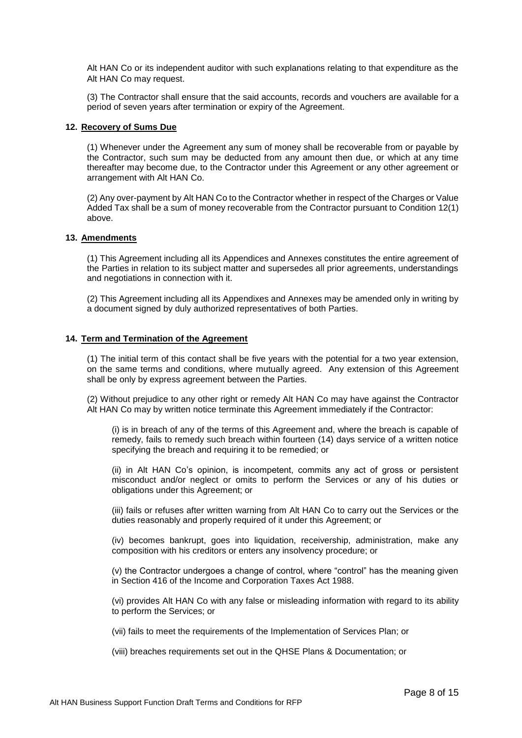Alt HAN Co or its independent auditor with such explanations relating to that expenditure as the Alt HAN Co may request.

(3) The Contractor shall ensure that the said accounts, records and vouchers are available for a period of seven years after termination or expiry of the Agreement.

## 12. Recovery of Sums Due

(1) Whenever under the Agreement any sum of money shall be recoverable from or payable by the Contractor, such sum may be deducted from any amount then due, or which at any time thereafter may become due, to the Contractor under this Agreement or any other agreement or arrangement with Alt HAN Co.

(2) Any over-payment by Alt HAN Co to the Contractor whether in respect of the Charges or Value Added Tax shall be a sum of money recoverable from the Contractor pursuant to Condition 12(1) above.

## 13. Amendments

(1) This Agreement including all its Appendices and Annexes constitutes the entire agreement of the Parties in relation to its subject matter and supersedes all prior agreements, understandings and negotiations in connection with it.

(2) This Agreement including all its Appendixes and Annexes may be amended only in writing by a document signed by duly authorized representatives of both Parties.

## 14. Term and Termination of the Agreement

(1) The initial term of this contact shall be five years with the potential for a two year extension, on the same terms and conditions, where mutually agreed. Any extension of this Agreement shall be only by express agreement between the Parties.

(2) Without prejudice to any other right or remedy Alt HAN Co may have against the Contractor Alt HAN Co may by written notice terminate this Agreement immediately if the Contractor:

(i) is in breach of any of the terms of this Agreement and, where the breach is capable of remedy, fails to remedy such breach within fourteen (14) days service of a written notice specifying the breach and requiring it to be remedied; or

(ii) in Alt HAN Co's opinion, is incompetent, commits any act of gross or persistent misconduct and/or neglect or omits to perform the Services or any of his duties or obligations under this Agreement; or

(iii) fails or refuses after written warning from Alt HAN Co to carry out the Services or the duties reasonably and properly required of it under this Agreement; or

(iv) becomes bankrupt, goes into liquidation, receivership, administration, make any composition with his creditors or enters any insolvency procedure; or

(v) the Contractor undergoes a change of control, where "control" has the meaning given in Section 416 of the Income and Corporation Taxes Act 1988.

(vi) provides Alt HAN Co with any false or misleading information with regard to its ability to perform the Services; or

(vii) fails to meet the requirements of the Implementation of Services Plan; or

(viii) breaches requirements set out in the QHSE Plans & Documentation; or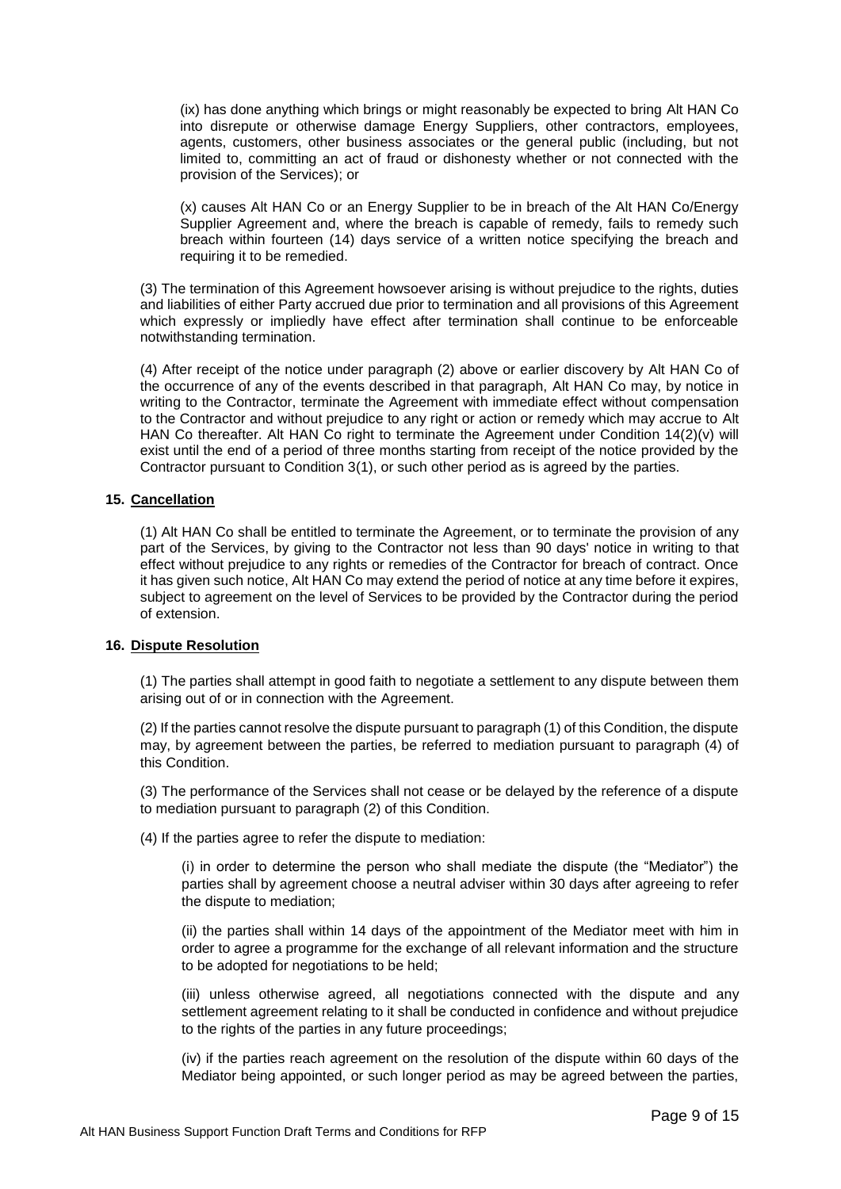(ix) has done anything which brings or might reasonably be expected to bring Alt HAN Co into disrepute or otherwise damage Energy Suppliers, other contractors, employees, agents, customers, other business associates or the general public (including, but not limited to, committing an act of fraud or dishonesty whether or not connected with the provision of the Services); or

(x) causes Alt HAN Co or an Energy Supplier to be in breach of the Alt HAN Co/Energy Supplier Agreement and, where the breach is capable of remedy, fails to remedy such breach within fourteen (14) days service of a written notice specifying the breach and requiring it to be remedied.

(3) The termination of this Agreement howsoever arising is without prejudice to the rights, duties and liabilities of either Party accrued due prior to termination and all provisions of this Agreement which expressly or impliedly have effect after termination shall continue to be enforceable notwithstanding termination.

(4) After receipt of the notice under paragraph (2) above or earlier discovery by Alt HAN Co of the occurrence of any of the events described in that paragraph, Alt HAN Co may, by notice in writing to the Contractor, terminate the Agreement with immediate effect without compensation to the Contractor and without prejudice to any right or action or remedy which may accrue to Alt HAN Co thereafter. Alt HAN Co right to terminate the Agreement under Condition 14(2)(v) will exist until the end of a period of three months starting from receipt of the notice provided by the Contractor pursuant to Condition 3(1), or such other period as is agreed by the parties.

## 15. Cancellation

(1) Alt HAN Co shall be entitled to terminate the Agreement, or to terminate the provision of any part of the Services, by giving to the Contractor not less than 90 days' notice in writing to that effect without prejudice to any rights or remedies of the Contractor for breach of contract. Once it has given such notice, Alt HAN Co may extend the period of notice at any time before it expires, subject to agreement on the level of Services to be provided by the Contractor during the period of extension.

## 16. Dispute Resolution

(1) The parties shall attempt in good faith to negotiate a settlement to any dispute between them arising out of or in connection with the Agreement.

(2) If the parties cannot resolve the dispute pursuant to paragraph (1) of this Condition, the dispute may, by agreement between the parties, be referred to mediation pursuant to paragraph (4) of this Condition.

(3) The performance of the Services shall not cease or be delayed by the reference of a dispute to mediation pursuant to paragraph (2) of this Condition.

(4) If the parties agree to refer the dispute to mediation:

(i) in order to determine the person who shall mediate the dispute (the "Mediator") the parties shall by agreement choose a neutral adviser within 30 days after agreeing to refer the dispute to mediation;

(ii) the parties shall within 14 days of the appointment of the Mediator meet with him in order to agree a programme for the exchange of all relevant information and the structure to be adopted for negotiations to be held;

(iii) unless otherwise agreed, all negotiations connected with the dispute and any settlement agreement relating to it shall be conducted in confidence and without prejudice to the rights of the parties in any future proceedings;

(iv) if the parties reach agreement on the resolution of the dispute within 60 days of the Mediator being appointed, or such longer period as may be agreed between the parties,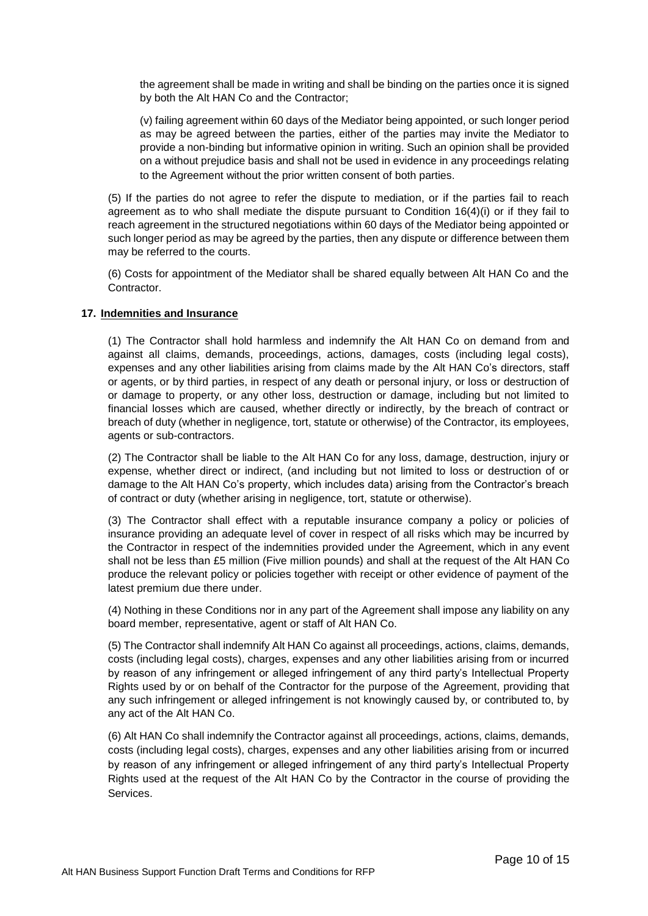the agreement shall be made in writing and shall be binding on the parties once it is signed by both the Alt HAN Co and the Contractor;

(v) failing agreement within 60 days of the Mediator being appointed, or such longer period as may be agreed between the parties, either of the parties may invite the Mediator to provide a non-binding but informative opinion in writing. Such an opinion shall be provided on a without prejudice basis and shall not be used in evidence in any proceedings relating to the Agreement without the prior written consent of both parties.

(5) If the parties do not agree to refer the dispute to mediation, or if the parties fail to reach agreement as to who shall mediate the dispute pursuant to Condition 16(4)(i) or if they fail to reach agreement in the structured negotiations within 60 days of the Mediator being appointed or such longer period as may be agreed by the parties, then any dispute or difference between them may be referred to the courts.

(6) Costs for appointment of the Mediator shall be shared equally between Alt HAN Co and the Contractor.

## 17. Indemnities and Insurance

(1) The Contractor shall hold harmless and indemnify the Alt HAN Co on demand from and against all claims, demands, proceedings, actions, damages, costs (including legal costs), expenses and any other liabilities arising from claims made by the Alt HAN Co's directors, staff or agents, or by third parties, in respect of any death or personal injury, or loss or destruction of or damage to property, or any other loss, destruction or damage, including but not limited to financial losses which are caused, whether directly or indirectly, by the breach of contract or breach of duty (whether in negligence, tort, statute or otherwise) of the Contractor, its employees, agents or sub-contractors.

(2) The Contractor shall be liable to the Alt HAN Co for any loss, damage, destruction, injury or expense, whether direct or indirect, (and including but not limited to loss or destruction of or damage to the Alt HAN Co's property, which includes data) arising from the Contractor's breach of contract or duty (whether arising in negligence, tort, statute or otherwise).

(3) The Contractor shall effect with a reputable insurance company a policy or policies of insurance providing an adequate level of cover in respect of all risks which may be incurred by the Contractor in respect of the indemnities provided under the Agreement, which in any event shall not be less than £5 million (Five million pounds) and shall at the request of the Alt HAN Co produce the relevant policy or policies together with receipt or other evidence of payment of the latest premium due there under.

(4) Nothing in these Conditions nor in any part of the Agreement shall impose any liability on any board member, representative, agent or staff of Alt HAN Co.

(5) The Contractor shall indemnify Alt HAN Co against all proceedings, actions, claims, demands, costs (including legal costs), charges, expenses and any other liabilities arising from or incurred by reason of any infringement or alleged infringement of any third party's Intellectual Property Rights used by or on behalf of the Contractor for the purpose of the Agreement, providing that any such infringement or alleged infringement is not knowingly caused by, or contributed to, by any act of the Alt HAN Co.

(6) Alt HAN Co shall indemnify the Contractor against all proceedings, actions, claims, demands, costs (including legal costs), charges, expenses and any other liabilities arising from or incurred by reason of any infringement or alleged infringement of any third party's Intellectual Property Rights used at the request of the Alt HAN Co by the Contractor in the course of providing the Services.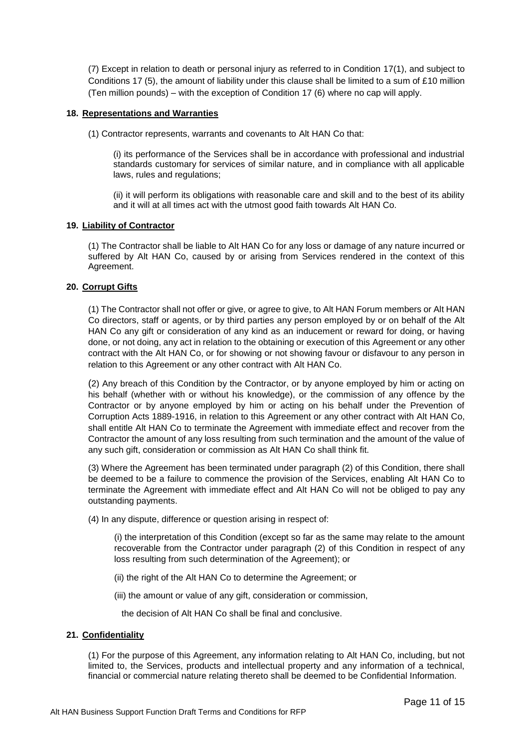(7) Except in relation to death or personal injury as referred to in Condition 17(1), and subject to Conditions 17 (5), the amount of liability under this clause shall be limited to a sum of £10 million (Ten million pounds) – with the exception of Condition 17 (6) where no cap will apply.

## 18. Representations and Warranties

(1) Contractor represents, warrants and covenants to Alt HAN Co that:

(i) its performance of the Services shall be in accordance with professional and industrial standards customary for services of similar nature, and in compliance with all applicable laws, rules and regulations;

(ii) it will perform its obligations with reasonable care and skill and to the best of its ability and it will at all times act with the utmost good faith towards Alt HAN Co.

## 19. Liability of Contractor

(1) The Contractor shall be liable to Alt HAN Co for any loss or damage of any nature incurred or suffered by Alt HAN Co, caused by or arising from Services rendered in the context of this Agreement.

## 20. Corrupt Gifts

(1) The Contractor shall not offer or give, or agree to give, to Alt HAN Forum members or Alt HAN Co directors, staff or agents, or by third parties any person employed by or on behalf of the Alt HAN Co any gift or consideration of any kind as an inducement or reward for doing, or having done, or not doing, any act in relation to the obtaining or execution of this Agreement or any other contract with the Alt HAN Co, or for showing or not showing favour or disfavour to any person in relation to this Agreement or any other contract with Alt HAN Co.

(2) Any breach of this Condition by the Contractor, or by anyone employed by him or acting on his behalf (whether with or without his knowledge), or the commission of any offence by the Contractor or by anyone employed by him or acting on his behalf under the Prevention of Corruption Acts 1889-1916, in relation to this Agreement or any other contract with Alt HAN Co, shall entitle Alt HAN Co to terminate the Agreement with immediate effect and recover from the Contractor the amount of any loss resulting from such termination and the amount of the value of any such gift, consideration or commission as Alt HAN Co shall think fit.

(3) Where the Agreement has been terminated under paragraph (2) of this Condition, there shall be deemed to be a failure to commence the provision of the Services, enabling Alt HAN Co to terminate the Agreement with immediate effect and Alt HAN Co will not be obliged to pay any outstanding payments.

(4) In any dispute, difference or question arising in respect of:

(i) the interpretation of this Condition (except so far as the same may relate to the amount recoverable from the Contractor under paragraph (2) of this Condition in respect of any loss resulting from such determination of the Agreement); or

(ii) the right of the Alt HAN Co to determine the Agreement; or

(iii) the amount or value of any gift, consideration or commission,

the decision of Alt HAN Co shall be final and conclusive.

## 21. Confidentiality

(1) For the purpose of this Agreement, any information relating to Alt HAN Co, including, but not limited to, the Services, products and intellectual property and any information of a technical, financial or commercial nature relating thereto shall be deemed to be Confidential Information.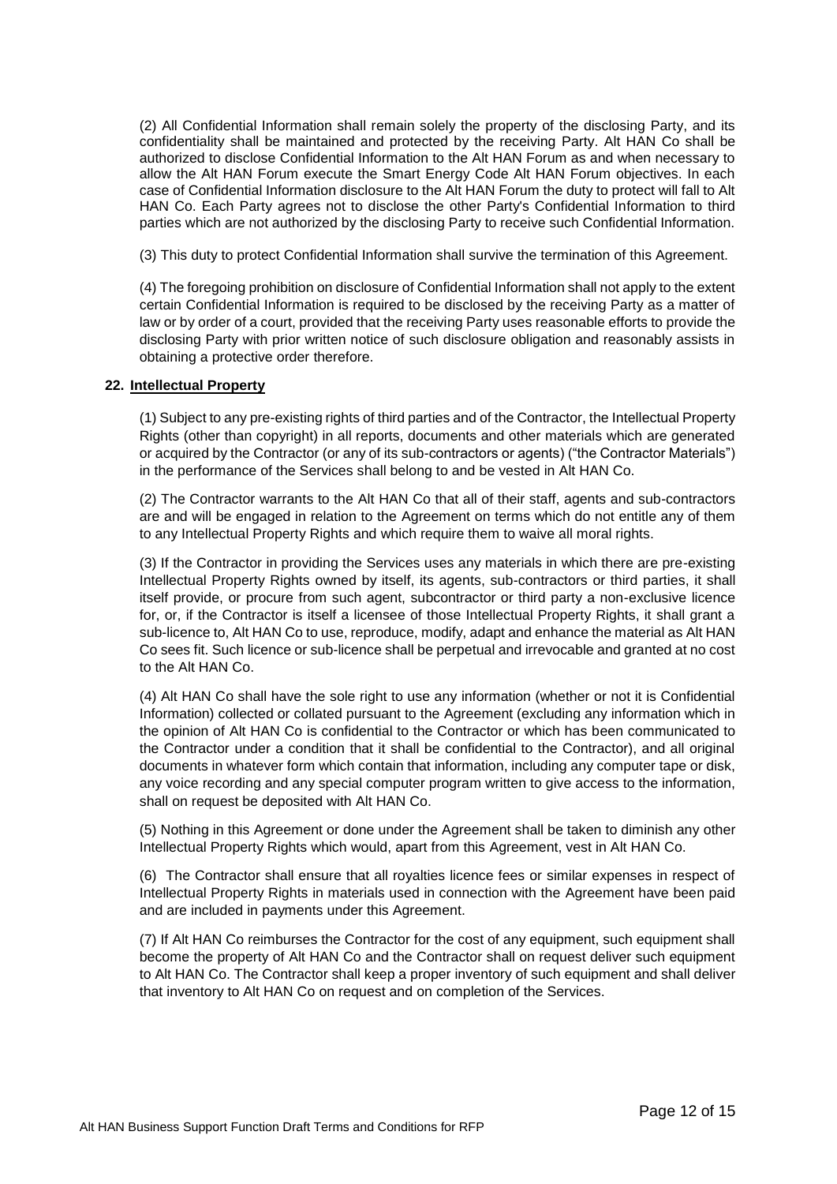(2) All Confidential Information shall remain solely the property of the disclosing Party, and its confidentiality shall be maintained and protected by the receiving Party. Alt HAN Co shall be authorized to disclose Confidential Information to the Alt HAN Forum as and when necessary to allow the Alt HAN Forum execute the Smart Energy Code Alt HAN Forum objectives. In each case of Confidential Information disclosure to the Alt HAN Forum the duty to protect will fall to Alt HAN Co. Each Party agrees not to disclose the other Party's Confidential Information to third parties which are not authorized by the disclosing Party to receive such Confidential Information.

(3) This duty to protect Confidential Information shall survive the termination of this Agreement.

(4) The foregoing prohibition on disclosure of Confidential Information shall not apply to the extent certain Confidential Information is required to be disclosed by the receiving Party as a matter of law or by order of a court, provided that the receiving Party uses reasonable efforts to provide the disclosing Party with prior written notice of such disclosure obligation and reasonably assists in obtaining a protective order therefore.

## 22. Intellectual Property

(1) Subject to any pre-existing rights of third parties and of the Contractor, the Intellectual Property Rights (other than copyright) in all reports, documents and other materials which are generated or acquired by the Contractor (or any of its sub-contractors or agents) ("the Contractor Materials") in the performance of the Services shall belong to and be vested in Alt HAN Co.

(2) The Contractor warrants to the Alt HAN Co that all of their staff, agents and sub-contractors are and will be engaged in relation to the Agreement on terms which do not entitle any of them to any Intellectual Property Rights and which require them to waive all moral rights.

(3) If the Contractor in providing the Services uses any materials in which there are pre-existing Intellectual Property Rights owned by itself, its agents, sub-contractors or third parties, it shall itself provide, or procure from such agent, subcontractor or third party a non-exclusive licence for, or, if the Contractor is itself a licensee of those Intellectual Property Rights, it shall grant a sub-licence to, Alt HAN Co to use, reproduce, modify, adapt and enhance the material as Alt HAN Co sees fit. Such licence or sub-licence shall be perpetual and irrevocable and granted at no cost to the Alt HAN Co.

(4) Alt HAN Co shall have the sole right to use any information (whether or not it is Confidential Information) collected or collated pursuant to the Agreement (excluding any information which in the opinion of Alt HAN Co is confidential to the Contractor or which has been communicated to the Contractor under a condition that it shall be confidential to the Contractor), and all original documents in whatever form which contain that information, including any computer tape or disk, any voice recording and any special computer program written to give access to the information, shall on request be deposited with Alt HAN Co.

(5) Nothing in this Agreement or done under the Agreement shall be taken to diminish any other Intellectual Property Rights which would, apart from this Agreement, vest in Alt HAN Co.

(6) The Contractor shall ensure that all royalties licence fees or similar expenses in respect of Intellectual Property Rights in materials used in connection with the Agreement have been paid and are included in payments under this Agreement.

(7) If Alt HAN Co reimburses the Contractor for the cost of any equipment, such equipment shall become the property of Alt HAN Co and the Contractor shall on request deliver such equipment to Alt HAN Co. The Contractor shall keep a proper inventory of such equipment and shall deliver that inventory to Alt HAN Co on request and on completion of the Services.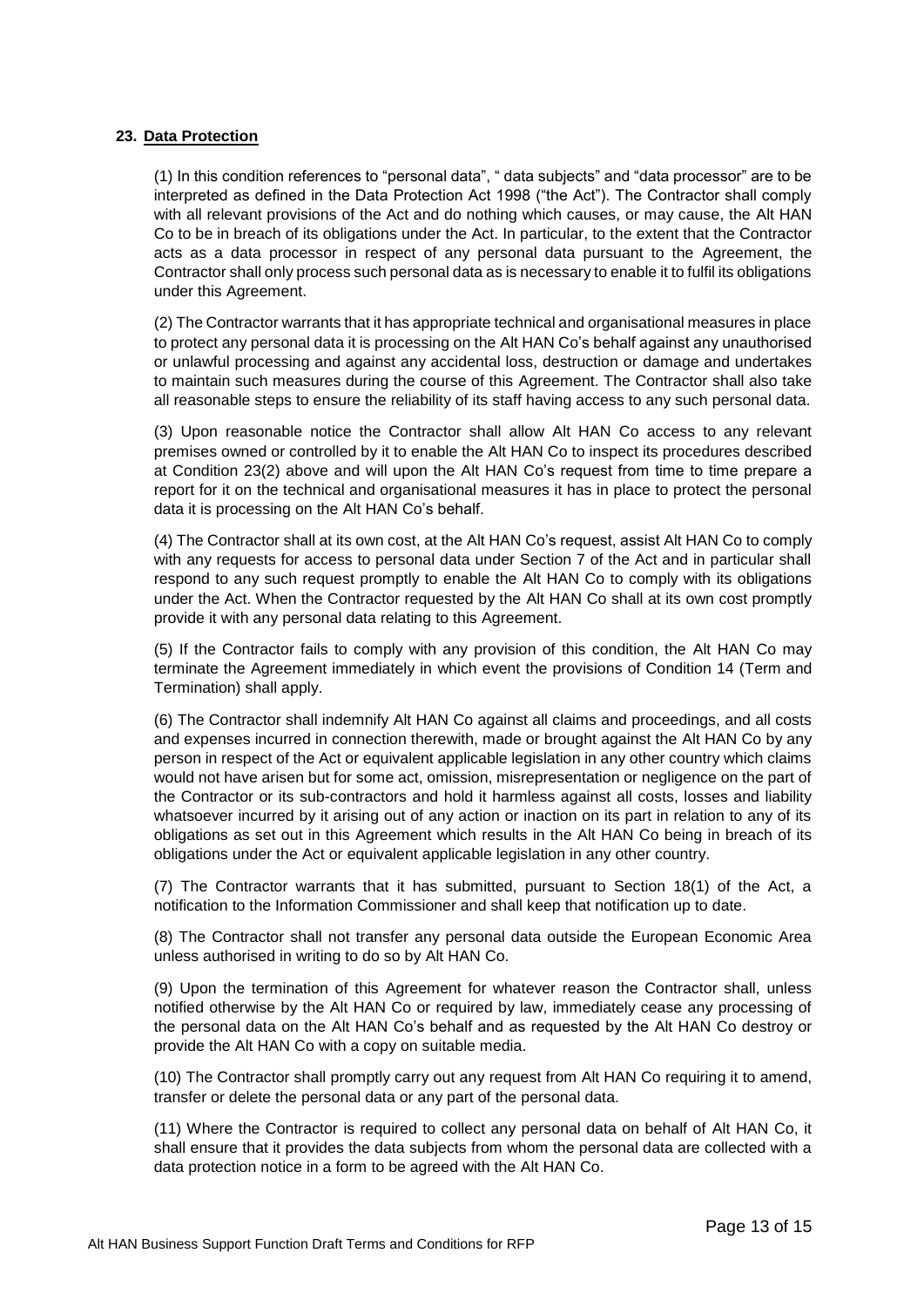## 23. Data Protection

(1) In this condition references to "personal data", " data subjects" and "data processor" are to be interpreted as defined in the Data Protection Act 1998 ("the Act"). The Contractor shall comply with all relevant provisions of the Act and do nothing which causes, or may cause, the Alt HAN Co to be in breach of its obligations under the Act. In particular, to the extent that the Contractor acts as a data processor in respect of any personal data pursuant to the Agreement, the Contractor shall only process such personal data as is necessary to enable it to fulfil its obligations under this Agreement.

(2) The Contractor warrants that it has appropriate technical and organisational measures in place to protect any personal data it is processing on the Alt HAN Co's behalf against any unauthorised or unlawful processing and against any accidental loss, destruction or damage and undertakes to maintain such measures during the course of this Agreement. The Contractor shall also take all reasonable steps to ensure the reliability of its staff having access to any such personal data.

(3) Upon reasonable notice the Contractor shall allow Alt HAN Co access to any relevant premises owned or controlled by it to enable the Alt HAN Co to inspect its procedures described at Condition 23(2) above and will upon the Alt HAN Co's request from time to time prepare a report for it on the technical and organisational measures it has in place to protect the personal data it is processing on the Alt HAN Co's behalf.

(4) The Contractor shall at its own cost, at the Alt HAN Co's request, assist Alt HAN Co to comply with any requests for access to personal data under Section 7 of the Act and in particular shall respond to any such request promptly to enable the Alt HAN Co to comply with its obligations under the Act. When the Contractor requested by the Alt HAN Co shall at its own cost promptly provide it with any personal data relating to this Agreement.

(5) If the Contractor fails to comply with any provision of this condition, the Alt HAN Co may terminate the Agreement immediately in which event the provisions of Condition 14 (Term and Termination) shall apply.

(6) The Contractor shall indemnify Alt HAN Co against all claims and proceedings, and all costs and expenses incurred in connection therewith, made or brought against the Alt HAN Co by any person in respect of the Act or equivalent applicable legislation in any other country which claims would not have arisen but for some act, omission, misrepresentation or negligence on the part of the Contractor or its sub-contractors and hold it harmless against all costs, losses and liability whatsoever incurred by it arising out of any action or inaction on its part in relation to any of its obligations as set out in this Agreement which results in the Alt HAN Co being in breach of its obligations under the Act or equivalent applicable legislation in any other country.

(7) The Contractor warrants that it has submitted, pursuant to Section 18(1) of the Act, a notification to the Information Commissioner and shall keep that notification up to date.

(8) The Contractor shall not transfer any personal data outside the European Economic Area unless authorised in writing to do so by Alt HAN Co.

(9) Upon the termination of this Agreement for whatever reason the Contractor shall, unless notified otherwise by the Alt HAN Co or required by law, immediately cease any processing of the personal data on the Alt HAN Co's behalf and as requested by the Alt HAN Co destroy or provide the Alt HAN Co with a copy on suitable media.

(10) The Contractor shall promptly carry out any request from Alt HAN Co requiring it to amend, transfer or delete the personal data or any part of the personal data.

(11) Where the Contractor is required to collect any personal data on behalf of Alt HAN Co, it shall ensure that it provides the data subjects from whom the personal data are collected with a data protection notice in a form to be agreed with the Alt HAN Co.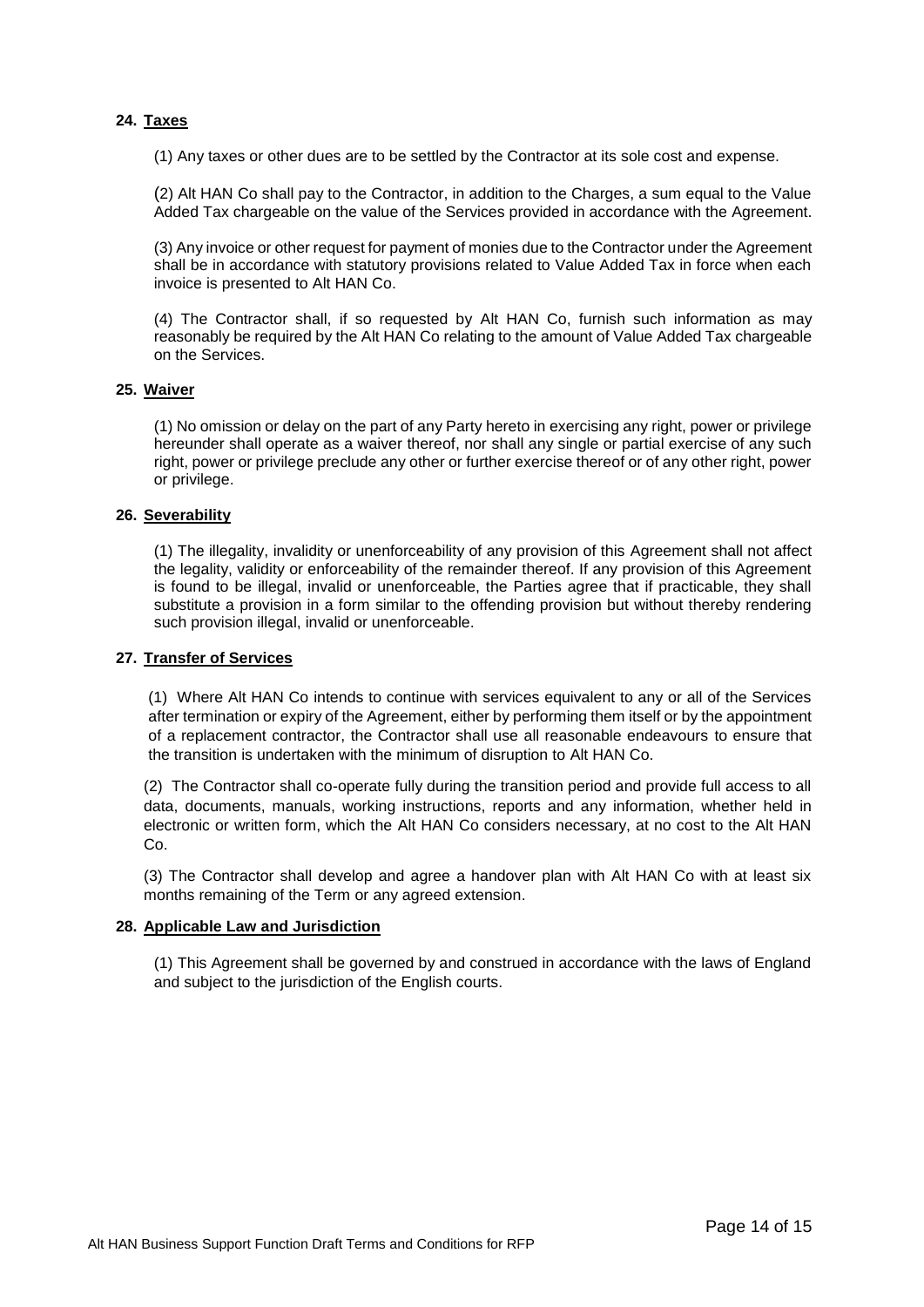## 24. Taxes

(1) Any taxes or other dues are to be settled by the Contractor at its sole cost and expense.

(2) Alt HAN Co shall pay to the Contractor, in addition to the Charges, a sum equal to the Value Added Tax chargeable on the value of the Services provided in accordance with the Agreement.

(3) Any invoice or other request for payment of monies due to the Contractor under the Agreement shall be in accordance with statutory provisions related to Value Added Tax in force when each invoice is presented to Alt HAN Co.

(4) The Contractor shall, if so requested by Alt HAN Co, furnish such information as may reasonably be required by the Alt HAN Co relating to the amount of Value Added Tax chargeable on the Services.

## 25. Waiver

(1) No omission or delay on the part of any Party hereto in exercising any right, power or privilege hereunder shall operate as a waiver thereof, nor shall any single or partial exercise of any such right, power or privilege preclude any other or further exercise thereof or of any other right, power or privilege.

## 26. Severability

(1) The illegality, invalidity or unenforceability of any provision of this Agreement shall not affect the legality, validity or enforceability of the remainder thereof. If any provision of this Agreement is found to be illegal, invalid or unenforceable, the Parties agree that if practicable, they shall substitute a provision in a form similar to the offending provision but without thereby rendering such provision illegal, invalid or unenforceable.

## 27. Transfer of Services

(1) Where Alt HAN Co intends to continue with services equivalent to any or all of the Services after termination or expiry of the Agreement, either by performing them itself or by the appointment of a replacement contractor, the Contractor shall use all reasonable endeavours to ensure that the transition is undertaken with the minimum of disruption to Alt HAN Co.

(2) The Contractor shall co-operate fully during the transition period and provide full access to all data, documents, manuals, working instructions, reports and any information, whether held in electronic or written form, which the Alt HAN Co considers necessary, at no cost to the Alt HAN Co.

(3) The Contractor shall develop and agree a handover plan with Alt HAN Co with at least six months remaining of the Term or any agreed extension.

## 28. Applicable Law and Jurisdiction

(1) This Agreement shall be governed by and construed in accordance with the laws of England and subject to the jurisdiction of the English courts.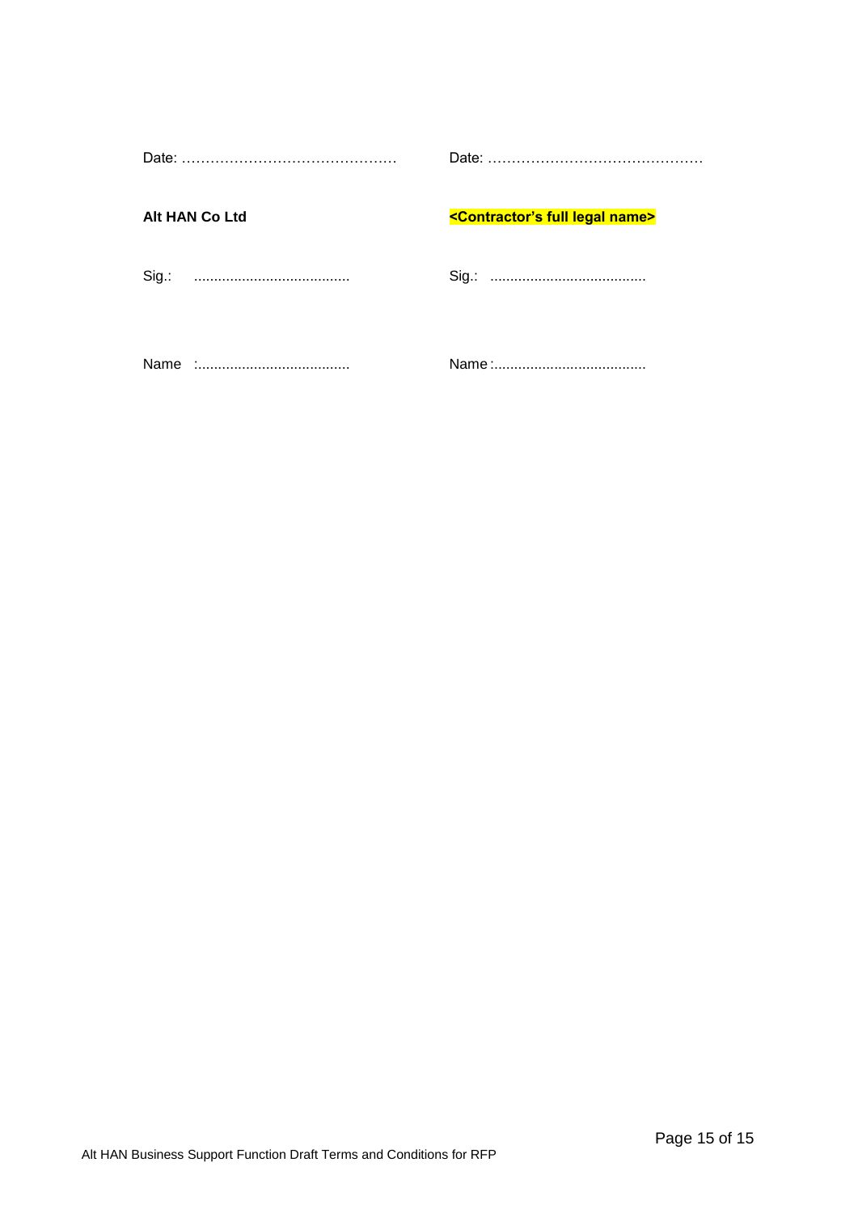| | |
|---|---|
| Date: ………………………………………. | Date: ………………………………………. |
| **Alt HAN Co Ltd** | **<Contractor's full legal name>** |
| Sig.: ....................................... | Sig.: ....................................... |
| Name :...................................... | Name :...................................... |